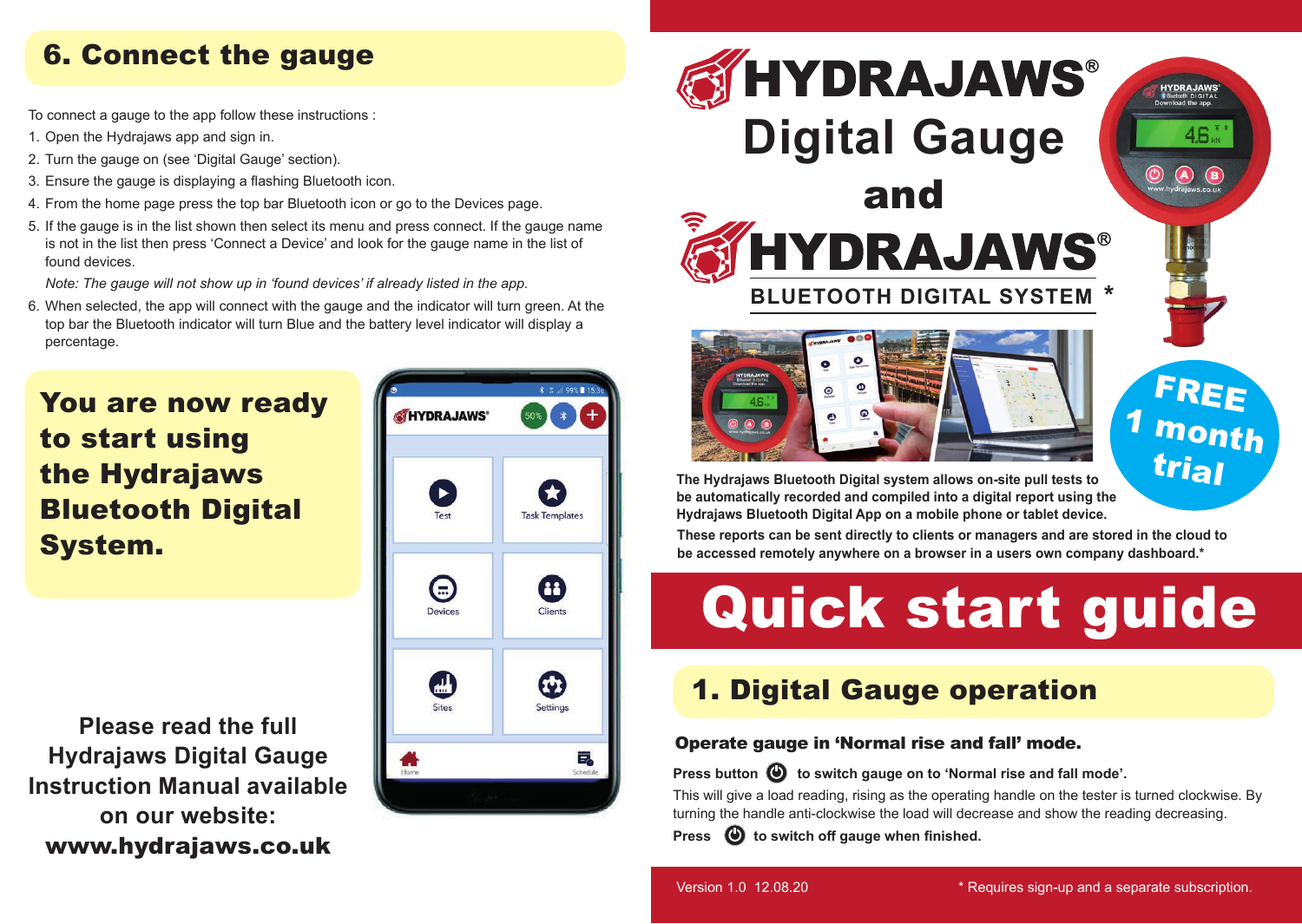## 6. Connect the gauge

To connect a gauge to the app follow these instructions :

1. Open the Hydrajaws app and sign in.
2. Turn the gauge on (see 'Digital Gauge' section).
3. Ensure the gauge is displaying a flashing Bluetooth icon.
4. From the home page press the top bar Bluetooth icon or go to the Devices page.
5. If the gauge is in the list shown then select its menu and press connect. If the gauge name is not in the list then press 'Connect a Device' and look for the gauge name in the list of found devices.

   *Note: The gauge will not show up in 'found devices' if already listed in the app.*

6. When selected, the app will connect with the gauge and the indicator will turn green. At the top bar the Bluetooth indicator will turn Blue and the battery level indicator will display a percentage.

**You are now ready to start using the Hydrajaws Bluetooth Digital System.**

**Please read the full Hydrajaws Digital Gauge Instruction Manual available on our website: www.hydrajaws.co.uk**

# HYDRAJAWS® Digital Gauge and HYDRAJAWS® BLUETOOTH DIGITAL SYSTEM *

**FREE 1 month trial**

**The Hydrajaws Bluetooth Digital system allows on-site pull tests to be automatically recorded and compiled into a digital report using the Hydrajaws Bluetooth Digital App on a mobile phone or tablet device.**

**These reports can be sent directly to clients or managers and are stored in the cloud to be accessed remotely anywhere on a browser in a users own company dashboard.***

# Quick start guide

## 1. Digital Gauge operation

**Operate gauge in 'Normal rise and fall' mode.**

**Press button ⏻ to switch gauge on to 'Normal rise and fall mode'.**

This will give a load reading, rising as the operating handle on the tester is turned clockwise. By turning the handle anti-clockwise the load will decrease and show the reading decreasing.

**Press ⏻ to switch off gauge when finished.**

Version 1.0 12.08.20

* Requires sign-up and a separate subscription.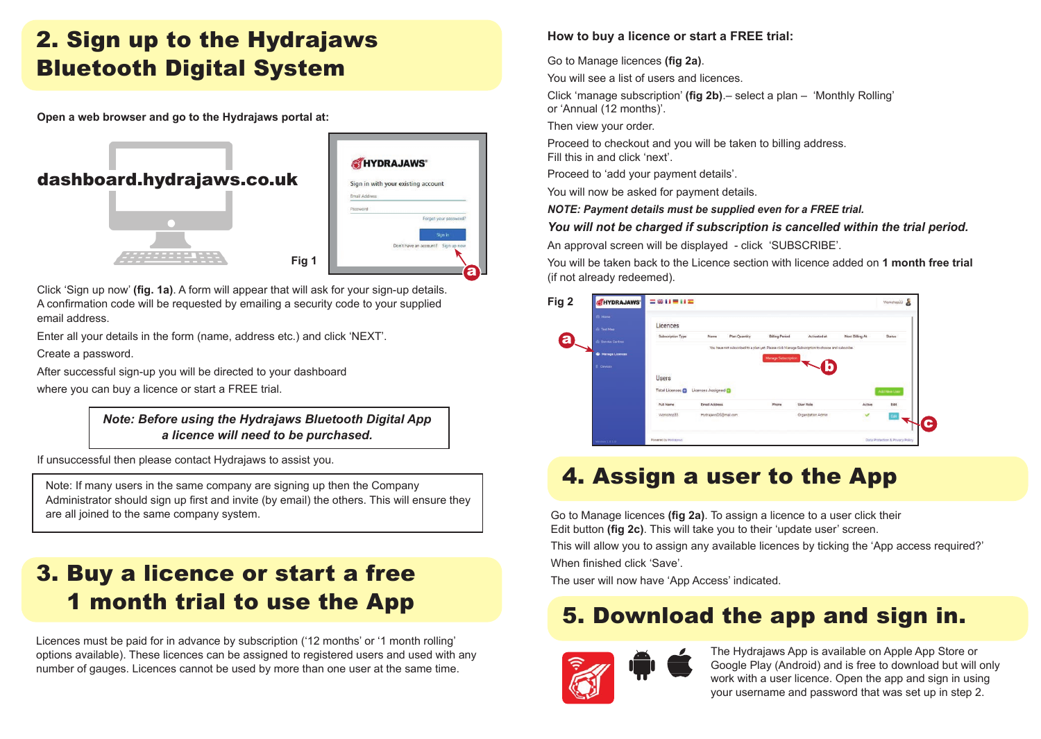## 2. Sign up to the Hydrajaws Bluetooth Digital System

**Open a web browser and go to the Hydrajaws portal at:**

**dashboard.hydrajaws.co.uk**

Fig 1

Click 'Sign up now' **(fig. 1a)**. A form will appear that will ask for your sign-up details. A confirmation code will be requested by emailing a security code to your supplied email address.

Enter all your details in the form (name, address etc.) and click 'NEXT'.

Create a password.

After successful sign-up you will be directed to your dashboard where you can buy a licence or start a FREE trial.

> ***Note: Before using the Hydrajaws Bluetooth Digital App a licence will need to be purchased.***

If unsuccessful then please contact Hydrajaws to assist you.

> Note: If many users in the same company are signing up then the Company Administrator should sign up first and invite (by email) the others. This will ensure they are all joined to the same company system.

## 3. Buy a licence or start a free 1 month trial to use the App

Licences must be paid for in advance by subscription ('12 months' or '1 month rolling' options available). These licences can be assigned to registered users and used with any number of gauges. Licences cannot be used by more than one user at the same time.

**How to buy a licence or start a FREE trial:**

Go to Manage licences **(fig 2a)**.

You will see a list of users and licences.

Click 'manage subscription' **(fig 2b)**.– select a plan – 'Monthly Rolling' or 'Annual (12 months)'.

Then view your order.

Proceed to checkout and you will be taken to billing address. Fill this in and click 'next'.

Proceed to 'add your payment details'.

You will now be asked for payment details.

***NOTE: Payment details must be supplied even for a FREE trial.***

***You will not be charged if subscription is cancelled within the trial period.***

An approval screen will be displayed - click 'SUBSCRIBE'.

You will be taken back to the Licence section with licence added on **1 month free trial** (if not already redeemed).

Fig 2

## 4. Assign a user to the App

Go to Manage licences **(fig 2a)**. To assign a licence to a user click their Edit button **(fig 2c)**. This will take you to their 'update user' screen.

This will allow you to assign any available licences by ticking the 'App access required?'

When finished click 'Save'.

The user will now have 'App Access' indicated.

## 5. Download the app and sign in.

The Hydrajaws App is available on Apple App Store or Google Play (Android) and is free to download but will only work with a user licence. Open the app and sign in using your username and password that was set up in step 2.